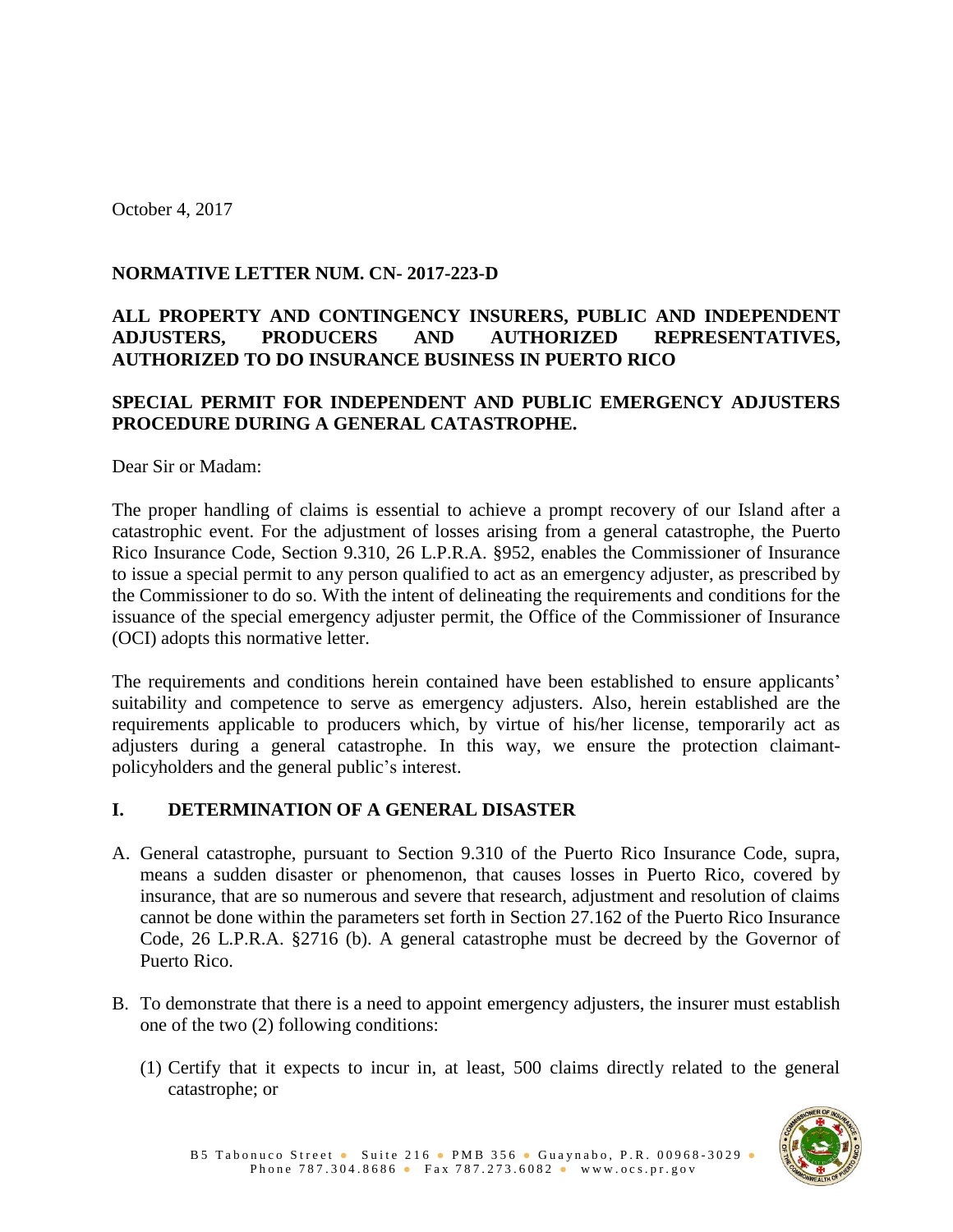October 4, 2017

**NORMATIVE LETTER NUM. CN- 2017-223-D**

**ALL PROPERTY AND CONTINGENCY INSURERS, PUBLIC AND INDEPENDENT ADJUSTERS, PRODUCERS AND AUTHORIZED REPRESENTATIVES, AUTHORIZED TO DO INSURANCE BUSINESS IN PUERTO RICO**

**SPECIAL PERMIT FOR INDEPENDENT AND PUBLIC EMERGENCY ADJUSTERS PROCEDURE DURING A GENERAL CATASTROPHE.**

Dear Sir or Madam:

The proper handling of claims is essential to achieve a prompt recovery of our Island after a catastrophic event. For the adjustment of losses arising from a general catastrophe, the Puerto Rico Insurance Code, Section 9.310, 26 L.P.R.A. §952, enables the Commissioner of Insurance to issue a special permit to any person qualified to act as an emergency adjuster, as prescribed by the Commissioner to do so. With the intent of delineating the requirements and conditions for the issuance of the special emergency adjuster permit, the Office of the Commissioner of Insurance (OCI) adopts this normative letter.

The requirements and conditions herein contained have been established to ensure applicants' suitability and competence to serve as emergency adjusters. Also, herein established are the requirements applicable to producers which, by virtue of his/her license, temporarily act as adjusters during a general catastrophe. In this way, we ensure the protection claimant-policyholders and the general public's interest.

## I. DETERMINATION OF A GENERAL DISASTER

A. General catastrophe, pursuant to Section 9.310 of the Puerto Rico Insurance Code, supra, means a sudden disaster or phenomenon, that causes losses in Puerto Rico, covered by insurance, that are so numerous and severe that research, adjustment and resolution of claims cannot be done within the parameters set forth in Section 27.162 of the Puerto Rico Insurance Code, 26 L.P.R.A. §2716 (b). A general catastrophe must be decreed by the Governor of Puerto Rico.

B. To demonstrate that there is a need to appoint emergency adjusters, the insurer must establish one of the two (2) following conditions:

   (1) Certify that it expects to incur in, at least, 500 claims directly related to the general catastrophe; or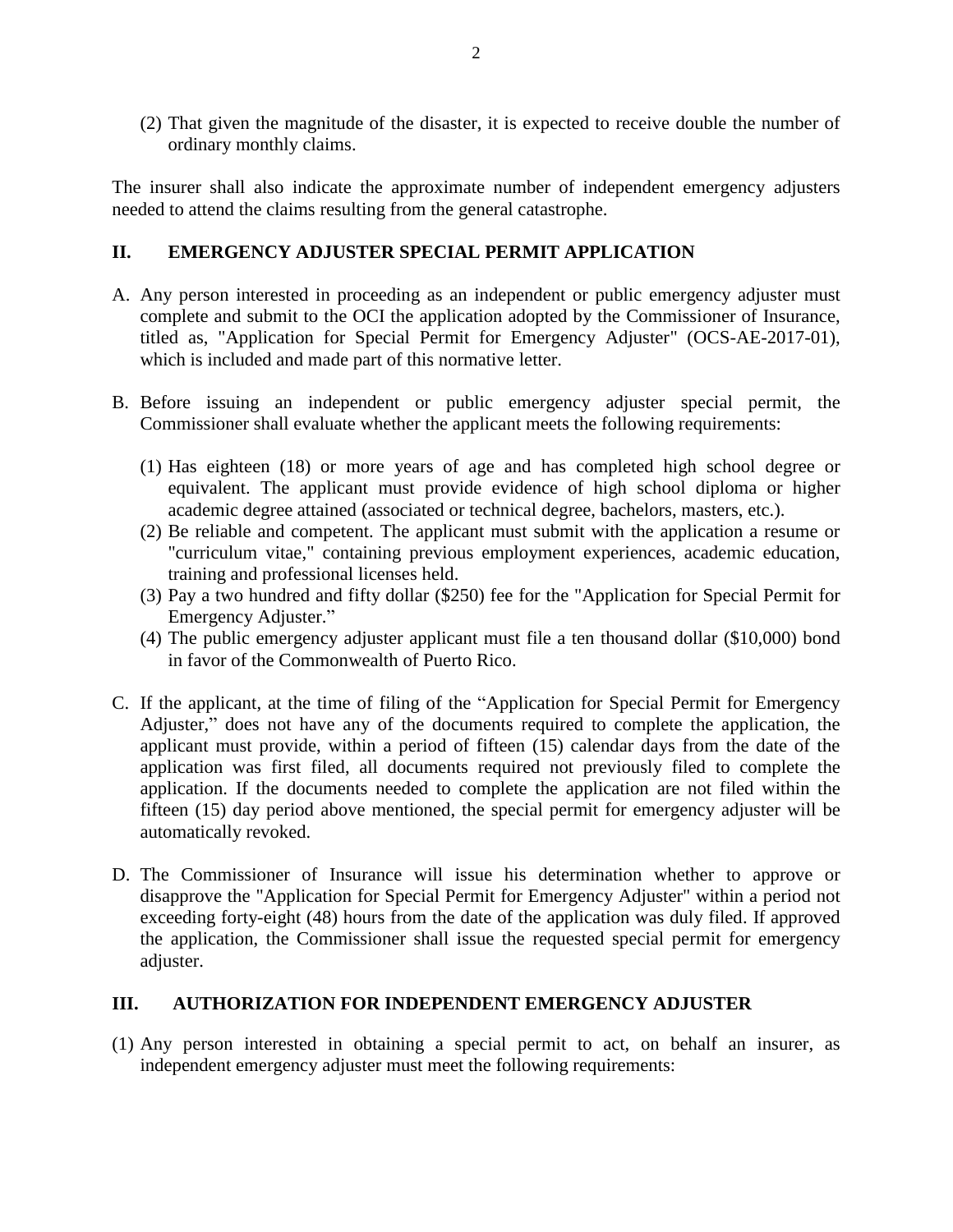(2) That given the magnitude of the disaster, it is expected to receive double the number of ordinary monthly claims.

The insurer shall also indicate the approximate number of independent emergency adjusters needed to attend the claims resulting from the general catastrophe.

## II. EMERGENCY ADJUSTER SPECIAL PERMIT APPLICATION

A. Any person interested in proceeding as an independent or public emergency adjuster must complete and submit to the OCI the application adopted by the Commissioner of Insurance, titled as, "Application for Special Permit for Emergency Adjuster" (OCS-AE-2017-01), which is included and made part of this normative letter.

B. Before issuing an independent or public emergency adjuster special permit, the Commissioner shall evaluate whether the applicant meets the following requirements:

   (1) Has eighteen (18) or more years of age and has completed high school degree or equivalent. The applicant must provide evidence of high school diploma or higher academic degree attained (associated or technical degree, bachelors, masters, etc.).
   (2) Be reliable and competent. The applicant must submit with the application a resume or "curriculum vitae," containing previous employment experiences, academic education, training and professional licenses held.
   (3) Pay a two hundred and fifty dollar ($250) fee for the "Application for Special Permit for Emergency Adjuster."
   (4) The public emergency adjuster applicant must file a ten thousand dollar ($10,000) bond in favor of the Commonwealth of Puerto Rico.

C. If the applicant, at the time of filing of the "Application for Special Permit for Emergency Adjuster," does not have any of the documents required to complete the application, the applicant must provide, within a period of fifteen (15) calendar days from the date of the application was first filed, all documents required not previously filed to complete the application. If the documents needed to complete the application are not filed within the fifteen (15) day period above mentioned, the special permit for emergency adjuster will be automatically revoked.

D. The Commissioner of Insurance will issue his determination whether to approve or disapprove the "Application for Special Permit for Emergency Adjuster" within a period not exceeding forty-eight (48) hours from the date of the application was duly filed. If approved the application, the Commissioner shall issue the requested special permit for emergency adjuster.

## III. AUTHORIZATION FOR INDEPENDENT EMERGENCY ADJUSTER

(1) Any person interested in obtaining a special permit to act, on behalf an insurer, as independent emergency adjuster must meet the following requirements: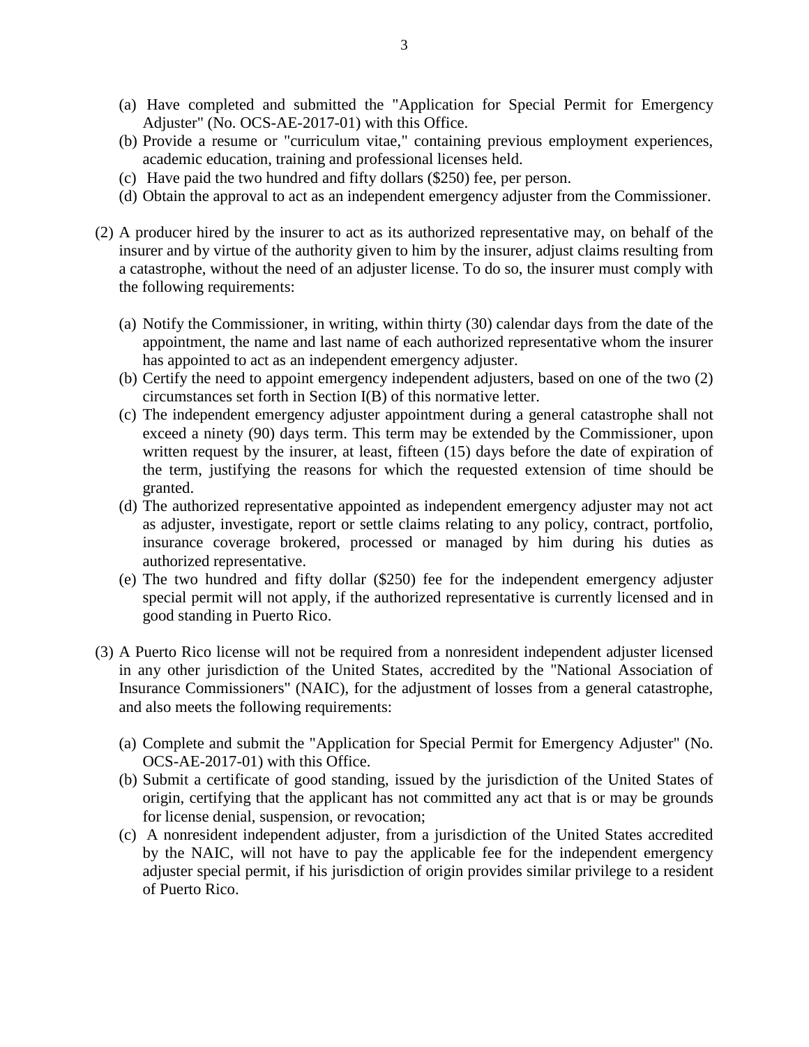(a) Have completed and submitted the "Application for Special Permit for Emergency Adjuster" (No. OCS-AE-2017-01) with this Office.
(b) Provide a resume or "curriculum vitae," containing previous employment experiences, academic education, training and professional licenses held.
(c) Have paid the two hundred and fifty dollars ($250) fee, per person.
(d) Obtain the approval to act as an independent emergency adjuster from the Commissioner.

(2) A producer hired by the insurer to act as its authorized representative may, on behalf of the insurer and by virtue of the authority given to him by the insurer, adjust claims resulting from a catastrophe, without the need of an adjuster license. To do so, the insurer must comply with the following requirements:

(a) Notify the Commissioner, in writing, within thirty (30) calendar days from the date of the appointment, the name and last name of each authorized representative whom the insurer has appointed to act as an independent emergency adjuster.
(b) Certify the need to appoint emergency independent adjusters, based on one of the two (2) circumstances set forth in Section I(B) of this normative letter.
(c) The independent emergency adjuster appointment during a general catastrophe shall not exceed a ninety (90) days term. This term may be extended by the Commissioner, upon written request by the insurer, at least, fifteen (15) days before the date of expiration of the term, justifying the reasons for which the requested extension of time should be granted.
(d) The authorized representative appointed as independent emergency adjuster may not act as adjuster, investigate, report or settle claims relating to any policy, contract, portfolio, insurance coverage brokered, processed or managed by him during his duties as authorized representative.
(e) The two hundred and fifty dollar ($250) fee for the independent emergency adjuster special permit will not apply, if the authorized representative is currently licensed and in good standing in Puerto Rico.

(3) A Puerto Rico license will not be required from a nonresident independent adjuster licensed in any other jurisdiction of the United States, accredited by the "National Association of Insurance Commissioners" (NAIC), for the adjustment of losses from a general catastrophe, and also meets the following requirements:

(a) Complete and submit the "Application for Special Permit for Emergency Adjuster" (No. OCS-AE-2017-01) with this Office.
(b) Submit a certificate of good standing, issued by the jurisdiction of the United States of origin, certifying that the applicant has not committed any act that is or may be grounds for license denial, suspension, or revocation;
(c) A nonresident independent adjuster, from a jurisdiction of the United States accredited by the NAIC, will not have to pay the applicable fee for the independent emergency adjuster special permit, if his jurisdiction of origin provides similar privilege to a resident of Puerto Rico.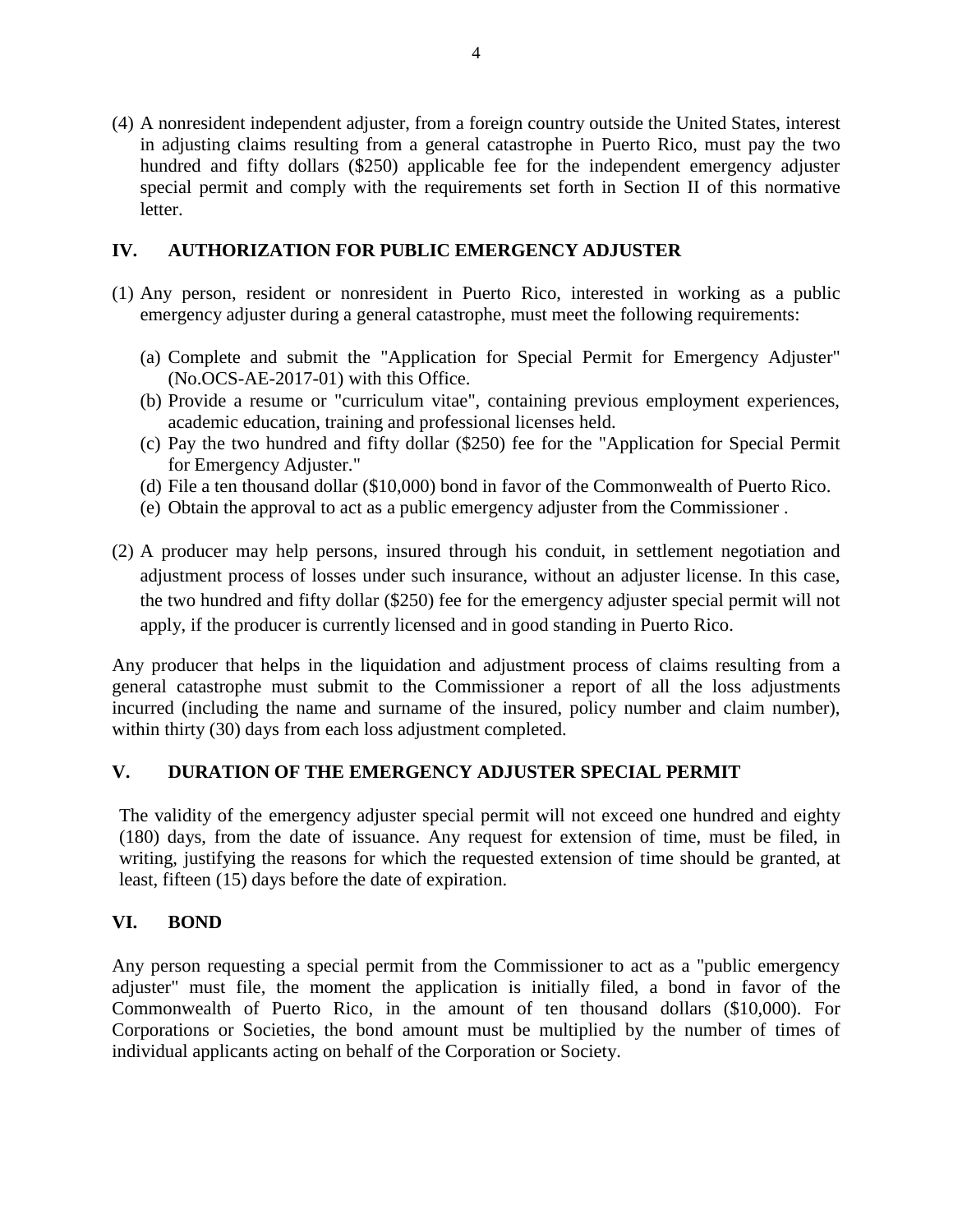(4) A nonresident independent adjuster, from a foreign country outside the United States, interest in adjusting claims resulting from a general catastrophe in Puerto Rico, must pay the two hundred and fifty dollars ($250) applicable fee for the independent emergency adjuster special permit and comply with the requirements set forth in Section II of this normative letter.

## IV. AUTHORIZATION FOR PUBLIC EMERGENCY ADJUSTER

(1) Any person, resident or nonresident in Puerto Rico, interested in working as a public emergency adjuster during a general catastrophe, must meet the following requirements:

   (a) Complete and submit the "Application for Special Permit for Emergency Adjuster" (No.OCS-AE-2017-01) with this Office.
   (b) Provide a resume or "curriculum vitae", containing previous employment experiences, academic education, training and professional licenses held.
   (c) Pay the two hundred and fifty dollar ($250) fee for the "Application for Special Permit for Emergency Adjuster."
   (d) File a ten thousand dollar ($10,000) bond in favor of the Commonwealth of Puerto Rico.
   (e) Obtain the approval to act as a public emergency adjuster from the Commissioner .

(2) A producer may help persons, insured through his conduit, in settlement negotiation and adjustment process of losses under such insurance, without an adjuster license. In this case, the two hundred and fifty dollar ($250) fee for the emergency adjuster special permit will not apply, if the producer is currently licensed and in good standing in Puerto Rico.

Any producer that helps in the liquidation and adjustment process of claims resulting from a general catastrophe must submit to the Commissioner a report of all the loss adjustments incurred (including the name and surname of the insured, policy number and claim number), within thirty (30) days from each loss adjustment completed.

## V. DURATION OF THE EMERGENCY ADJUSTER SPECIAL PERMIT

The validity of the emergency adjuster special permit will not exceed one hundred and eighty (180) days, from the date of issuance. Any request for extension of time, must be filed, in writing, justifying the reasons for which the requested extension of time should be granted, at least, fifteen (15) days before the date of expiration.

## VI. BOND

Any person requesting a special permit from the Commissioner to act as a "public emergency adjuster" must file, the moment the application is initially filed, a bond in favor of the Commonwealth of Puerto Rico, in the amount of ten thousand dollars ($10,000). For Corporations or Societies, the bond amount must be multiplied by the number of times of individual applicants acting on behalf of the Corporation or Society.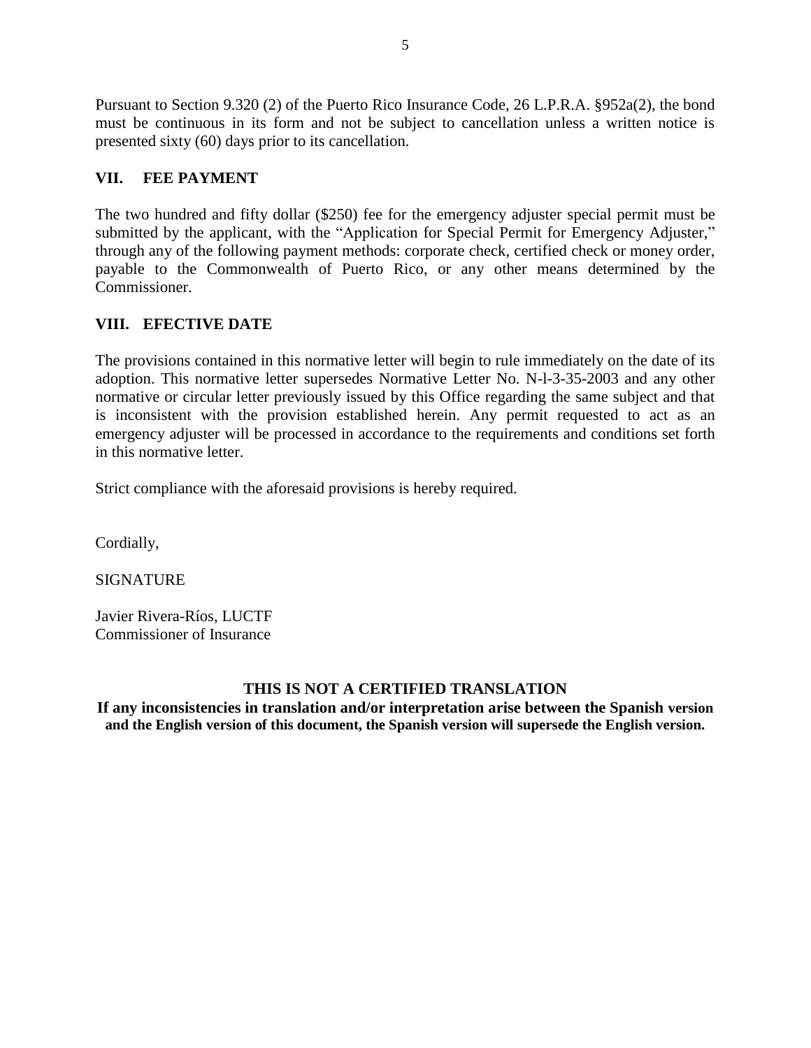Pursuant to Section 9.320 (2) of the Puerto Rico Insurance Code, 26 L.P.R.A. §952a(2), the bond must be continuous in its form and not be subject to cancellation unless a written notice is presented sixty (60) days prior to its cancellation.

## VII. FEE PAYMENT

The two hundred and fifty dollar ($250) fee for the emergency adjuster special permit must be submitted by the applicant, with the "Application for Special Permit for Emergency Adjuster," through any of the following payment methods: corporate check, certified check or money order, payable to the Commonwealth of Puerto Rico, or any other means determined by the Commissioner.

## VIII. EFECTIVE DATE

The provisions contained in this normative letter will begin to rule immediately on the date of its adoption. This normative letter supersedes Normative Letter No. N-l-3-35-2003 and any other normative or circular letter previously issued by this Office regarding the same subject and that is inconsistent with the provision established herein. Any permit requested to act as an emergency adjuster will be processed in accordance to the requirements and conditions set forth in this normative letter.

Strict compliance with the aforesaid provisions is hereby required.

Cordially,

SIGNATURE

Javier Rivera-Ríos, LUCTF
Commissioner of Insurance

**THIS IS NOT A CERTIFIED TRANSLATION**

**If any inconsistencies in translation and/or interpretation arise between the Spanish version and the English version of this document, the Spanish version will supersede the English version.**